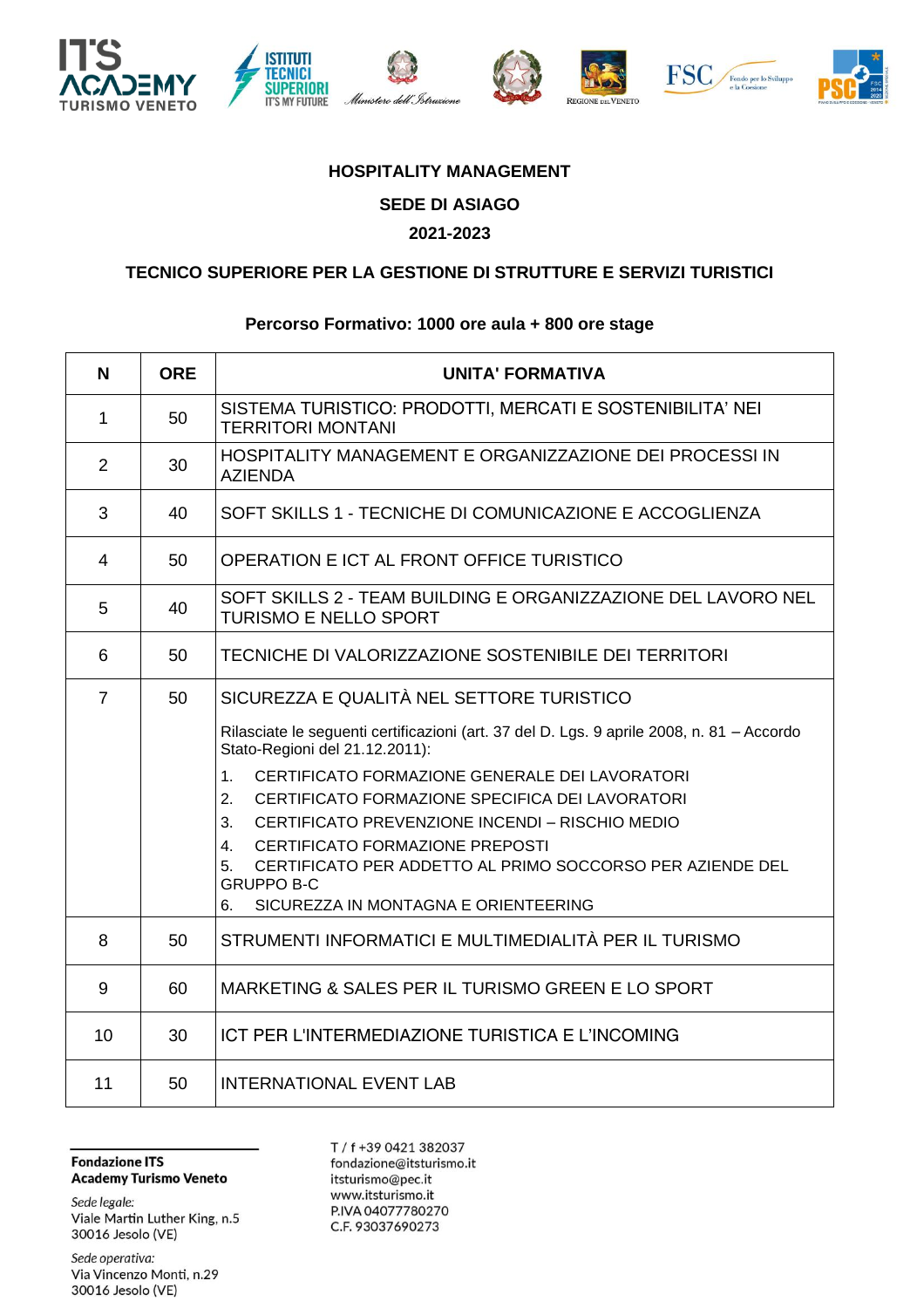# HOSPITALITY MANAGEMENT

## SEDE DI ASIAGO

## 2021-2023

## TECNICO SUPERIORE PER LA GESTIONE DI STRUTTURE E SERVIZI TURISTICI

**Percorso Formativo: 1000 ore aula + 800 ore stage**

| N | ORE | UNITA' FORMATIVA |
|---|---|---|
| 1 | 50 | SISTEMA TURISTICO: PRODOTTI, MERCATI E SOSTENIBILITA' NEI TERRITORI MONTANI |
| 2 | 30 | HOSPITALITY MANAGEMENT E ORGANIZZAZIONE DEI PROCESSI IN AZIENDA |
| 3 | 40 | SOFT SKILLS 1 - TECNICHE DI COMUNICAZIONE E ACCOGLIENZA |
| 4 | 50 | OPERATION E ICT AL FRONT OFFICE TURISTICO |
| 5 | 40 | SOFT SKILLS 2 - TEAM BUILDING E ORGANIZZAZIONE DEL LAVORO NEL TURISMO E NELLO SPORT |
| 6 | 50 | TECNICHE DI VALORIZZAZIONE SOSTENIBILE DEI TERRITORI |
| 7 | 50 | SICUREZZA E QUALITÀ NEL SETTORE TURISTICO<br><br>Rilasciate le seguenti certificazioni (art. 37 del D. Lgs. 9 aprile 2008, n. 81 – Accordo Stato-Regioni del 21.12.2011):<br>1. CERTIFICATO FORMAZIONE GENERALE DEI LAVORATORI<br>2. CERTIFICATO FORMAZIONE SPECIFICA DEI LAVORATORI<br>3. CERTIFICATO PREVENZIONE INCENDI – RISCHIO MEDIO<br>4. CERTIFICATO FORMAZIONE PREPOSTI<br>5. CERTIFICATO PER ADDETTO AL PRIMO SOCCORSO PER AZIENDE DEL GRUPPO B-C<br>6. SICUREZZA IN MONTAGNA E ORIENTEERING |
| 8 | 50 | STRUMENTI INFORMATICI E MULTIMEDIALITÀ PER IL TURISMO |
| 9 | 60 | MARKETING & SALES PER IL TURISMO GREEN E LO SPORT |
| 10 | 30 | ICT PER L'INTERMEDIAZIONE TURISTICA E L'INCOMING |
| 11 | 50 | INTERNATIONAL EVENT LAB |

**Fondazione ITS Academy Turismo Veneto**

*Sede legale:*
Viale Martin Luther King, n.5
30016 Jesolo (VE)

*Sede operativa:*
Via Vincenzo Monti, n.29
30016 Jesolo (VE)

T / f +39 0421 382037
fondazione@itsturismo.it
itsturismo@pec.it
www.itsturismo.it
P.IVA 04077780270
C.F. 93037690273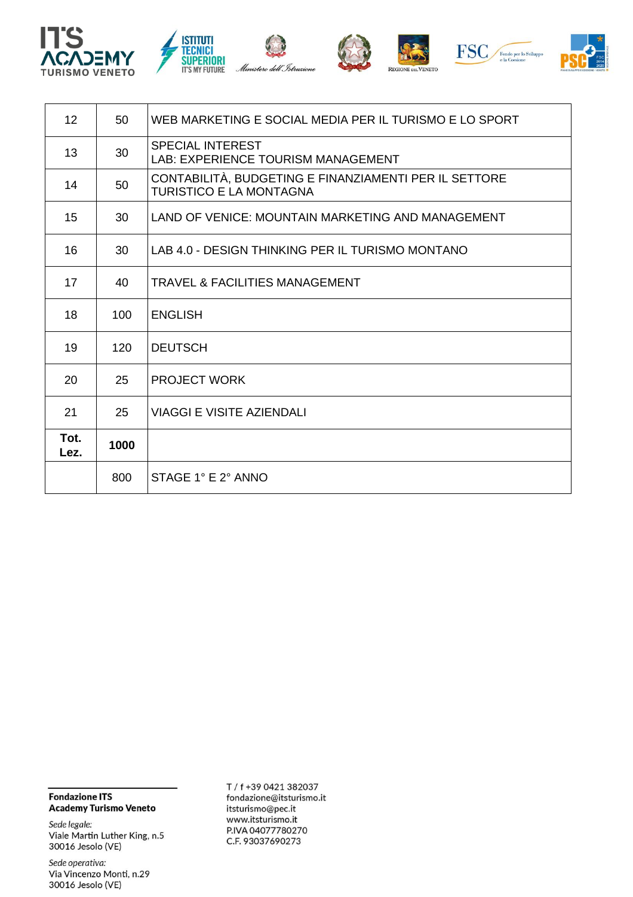| | | |
|---|---|---|
| 12 | 50 | WEB MARKETING E SOCIAL MEDIA PER IL TURISMO E LO SPORT |
| 13 | 30 | SPECIAL INTEREST<br>LAB: EXPERIENCE TOURISM MANAGEMENT |
| 14 | 50 | CONTABILITÀ, BUDGETING E FINANZIAMENTI PER IL SETTORE TURISTICO E LA MONTAGNA |
| 15 | 30 | LAND OF VENICE: MOUNTAIN MARKETING AND MANAGEMENT |
| 16 | 30 | LAB 4.0 - DESIGN THINKING PER IL TURISMO MONTANO |
| 17 | 40 | TRAVEL & FACILITIES MANAGEMENT |
| 18 | 100 | ENGLISH |
| 19 | 120 | DEUTSCH |
| 20 | 25 | PROJECT WORK |
| 21 | 25 | VIAGGI E VISITE AZIENDALI |
| **Tot. Lez.** | **1000** | |
| | 800 | STAGE 1° E 2° ANNO |

**Fondazione ITS Academy Turismo Veneto**

*Sede legale:*
Viale Martin Luther King, n.5
30016 Jesolo (VE)

*Sede operativa:*
Via Vincenzo Monti, n.29
30016 Jesolo (VE)

T / f +39 0421 382037
fondazione@itsturismo.it
itsturismo@pec.it
www.itsturismo.it
P.IVA 04077780270
C.F. 93037690273